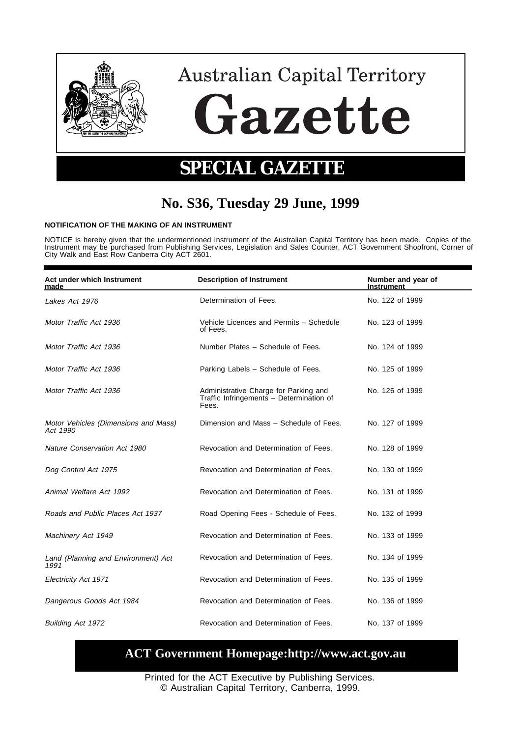# Australian Capital Territory Gazette

## SPECIAL GAZETTE

## No. S36, Tuesday 29 June, 1999

**NOTIFICATION OF THE MAKING OF AN INSTRUMENT**

NOTICE is hereby given that the undermentioned Instrument of the Australian Capital Territory has been made. Copies of the Instrument may be purchased from Publishing Services, Legislation and Sales Counter, ACT Government Shopfront, Corner of City Walk and East Row Canberra City ACT 2601.

| Act under which Instrument made | Description of Instrument | Number and year of Instrument |
|---|---|---|
| *Lakes Act 1976* | Determination of Fees. | No. 122 of 1999 |
| *Motor Traffic Act 1936* | Vehicle Licences and Permits – Schedule of Fees. | No. 123 of 1999 |
| *Motor Traffic Act 1936* | Number Plates – Schedule of Fees. | No. 124 of 1999 |
| *Motor Traffic Act 1936* | Parking Labels – Schedule of Fees. | No. 125 of 1999 |
| *Motor Traffic Act 1936* | Administrative Charge for Parking and Traffic Infringements – Determination of Fees. | No. 126 of 1999 |
| *Motor Vehicles (Dimensions and Mass) Act 1990* | Dimension and Mass – Schedule of Fees. | No. 127 of 1999 |
| *Nature Conservation Act 1980* | Revocation and Determination of Fees. | No. 128 of 1999 |
| *Dog Control Act 1975* | Revocation and Determination of Fees. | No. 130 of 1999 |
| *Animal Welfare Act 1992* | Revocation and Determination of Fees. | No. 131 of 1999 |
| *Roads and Public Places Act 1937* | Road Opening Fees - Schedule of Fees. | No. 132 of 1999 |
| *Machinery Act 1949* | Revocation and Determination of Fees. | No. 133 of 1999 |
| *Land (Planning and Environment) Act 1991* | Revocation and Determination of Fees. | No. 134 of 1999 |
| *Electricity Act 1971* | Revocation and Determination of Fees. | No. 135 of 1999 |
| *Dangerous Goods Act 1984* | Revocation and Determination of Fees. | No. 136 of 1999 |
| *Building Act 1972* | Revocation and Determination of Fees. | No. 137 of 1999 |

**ACT Government Homepage:http://www.act.gov.au**

Printed for the ACT Executive by Publishing Services.
© Australian Capital Territory, Canberra, 1999.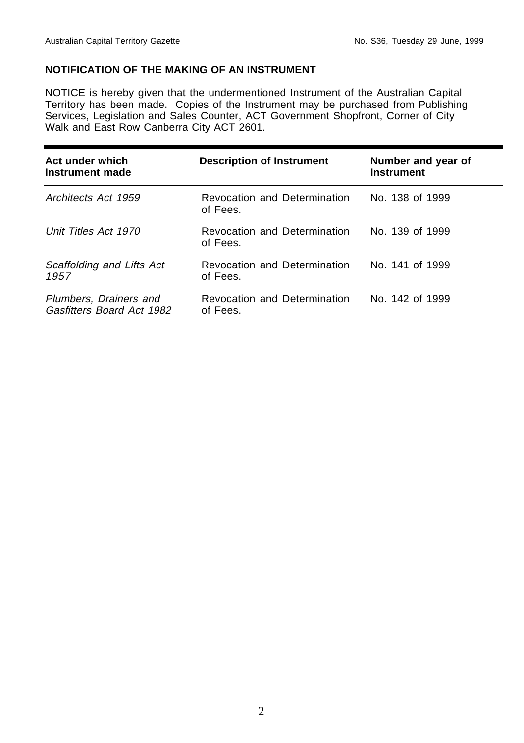**NOTIFICATION OF THE MAKING OF AN INSTRUMENT**

NOTICE is hereby given that the undermentioned Instrument of the Australian Capital Territory has been made. Copies of the Instrument may be purchased from Publishing Services, Legislation and Sales Counter, ACT Government Shopfront, Corner of City Walk and East Row Canberra City ACT 2601.

| Act under which Instrument made | Description of Instrument | Number and year of Instrument |
|---|---|---|
| *Architects Act 1959* | Revocation and Determination of Fees. | No. 138 of 1999 |
| *Unit Titles Act 1970* | Revocation and Determination of Fees. | No. 139 of 1999 |
| *Scaffolding and Lifts Act 1957* | Revocation and Determination of Fees. | No. 141 of 1999 |
| *Plumbers, Drainers and Gasfitters Board Act 1982* | Revocation and Determination of Fees. | No. 142 of 1999 |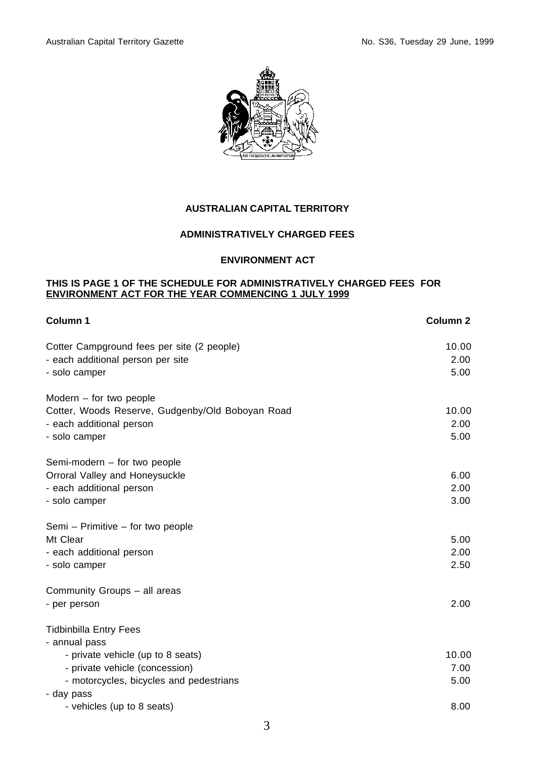## AUSTRALIAN CAPITAL TERRITORY

## ADMINISTRATIVELY CHARGED FEES

## ENVIRONMENT ACT

**THIS IS PAGE 1 OF THE SCHEDULE FOR ADMINISTRATIVELY CHARGED FEES FOR ENVIRONMENT ACT FOR THE YEAR COMMENCING 1 JULY 1999**

| Column 1 | Column 2 |
|---|---|
| Cotter Campground fees per site (2 people) | 10.00 |
| - each additional person per site | 2.00 |
| - solo camper | 5.00 |
| | |
| Modern – for two people | |
| Cotter, Woods Reserve, Gudgenby/Old Boboyan Road | 10.00 |
| - each additional person | 2.00 |
| - solo camper | 5.00 |
| | |
| Semi-modern – for two people | |
| Orroral Valley and Honeysuckle | 6.00 |
| - each additional person | 2.00 |
| - solo camper | 3.00 |
| | |
| Semi – Primitive – for two people | |
| Mt Clear | 5.00 |
| - each additional person | 2.00 |
| - solo camper | 2.50 |
| | |
| Community Groups – all areas | |
| - per person | 2.00 |
| | |
| Tidbinbilla Entry Fees | |
| - annual pass | |
| - private vehicle (up to 8 seats) | 10.00 |
| - private vehicle (concession) | 7.00 |
| - motorcycles, bicycles and pedestrians | 5.00 |
| - day pass | |
| - vehicles (up to 8 seats) | 8.00 |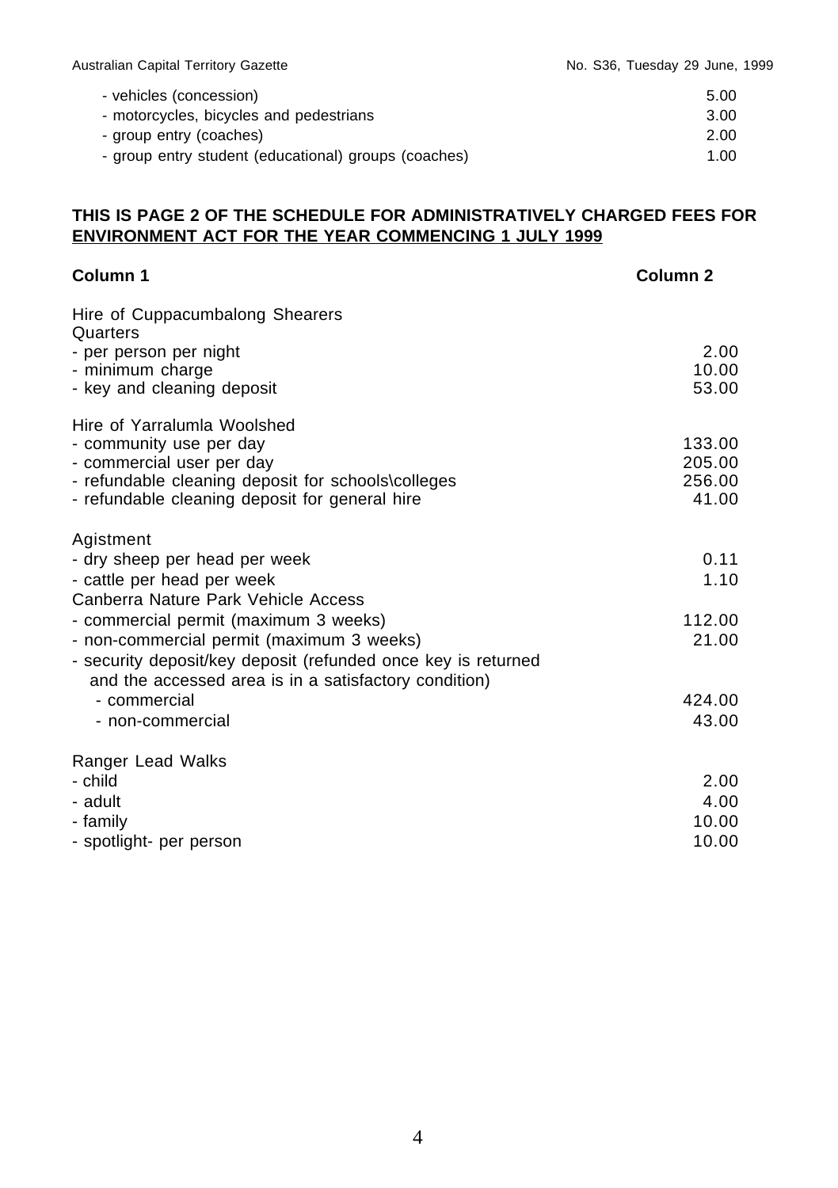| | |
|---|---|
| - vehicles (concession) | 5.00 |
| - motorcycles, bicycles and pedestrians | 3.00 |
| - group entry (coaches) | 2.00 |
| - group entry student (educational) groups (coaches) | 1.00 |

**THIS IS PAGE 2 OF THE SCHEDULE FOR ADMINISTRATIVELY CHARGED FEES FOR ENVIRONMENT ACT FOR THE YEAR COMMENCING 1 JULY 1999**

| **Column 1** | **Column 2** |
|---|---|
| Hire of Cuppacumbalong Shearers Quarters | |
| - per person per night | 2.00 |
| - minimum charge | 10.00 |
| - key and cleaning deposit | 53.00 |
| Hire of Yarralumla Woolshed | |
| - community use per day | 133.00 |
| - commercial user per day | 205.00 |
| - refundable cleaning deposit for schools\colleges | 256.00 |
| - refundable cleaning deposit for general hire | 41.00 |
| Agistment | |
| - dry sheep per head per week | 0.11 |
| - cattle per head per week | 1.10 |
| Canberra Nature Park Vehicle Access | |
| - commercial permit (maximum 3 weeks) | 112.00 |
| - non-commercial permit (maximum 3 weeks) | 21.00 |
| - security deposit/key deposit (refunded once key is returned and the accessed area is in a satisfactory condition) | |
| - commercial | 424.00 |
| - non-commercial | 43.00 |
| Ranger Lead Walks | |
| - child | 2.00 |
| - adult | 4.00 |
| - family | 10.00 |
| - spotlight- per person | 10.00 |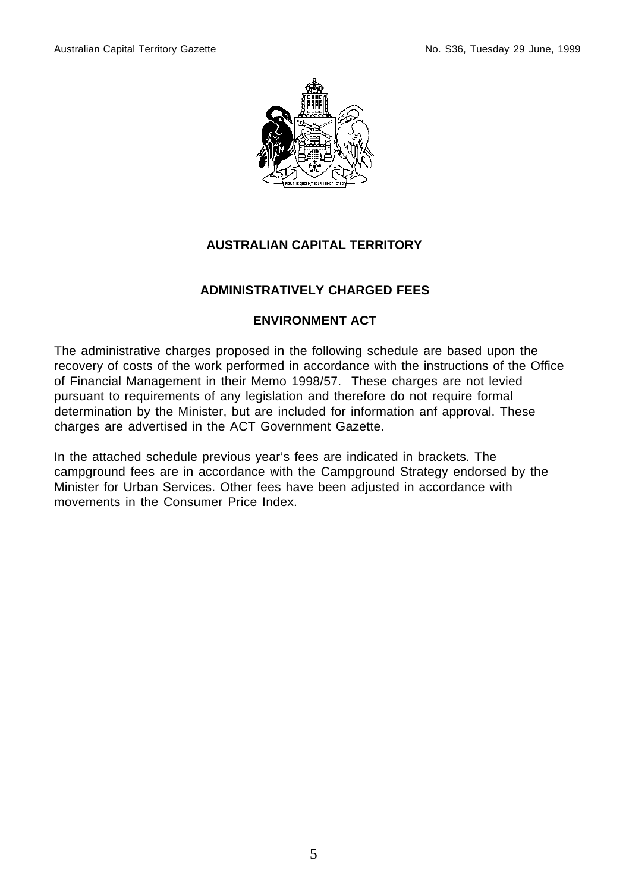# AUSTRALIAN CAPITAL TERRITORY

## ADMINISTRATIVELY CHARGED FEES

## ENVIRONMENT ACT

The administrative charges proposed in the following schedule are based upon the recovery of costs of the work performed in accordance with the instructions of the Office of Financial Management in their Memo 1998/57. These charges are not levied pursuant to requirements of any legislation and therefore do not require formal determination by the Minister, but are included for information anf approval. These charges are advertised in the ACT Government Gazette.

In the attached schedule previous year's fees are indicated in brackets. The campground fees are in accordance with the Campground Strategy endorsed by the Minister for Urban Services. Other fees have been adjusted in accordance with movements in the Consumer Price Index.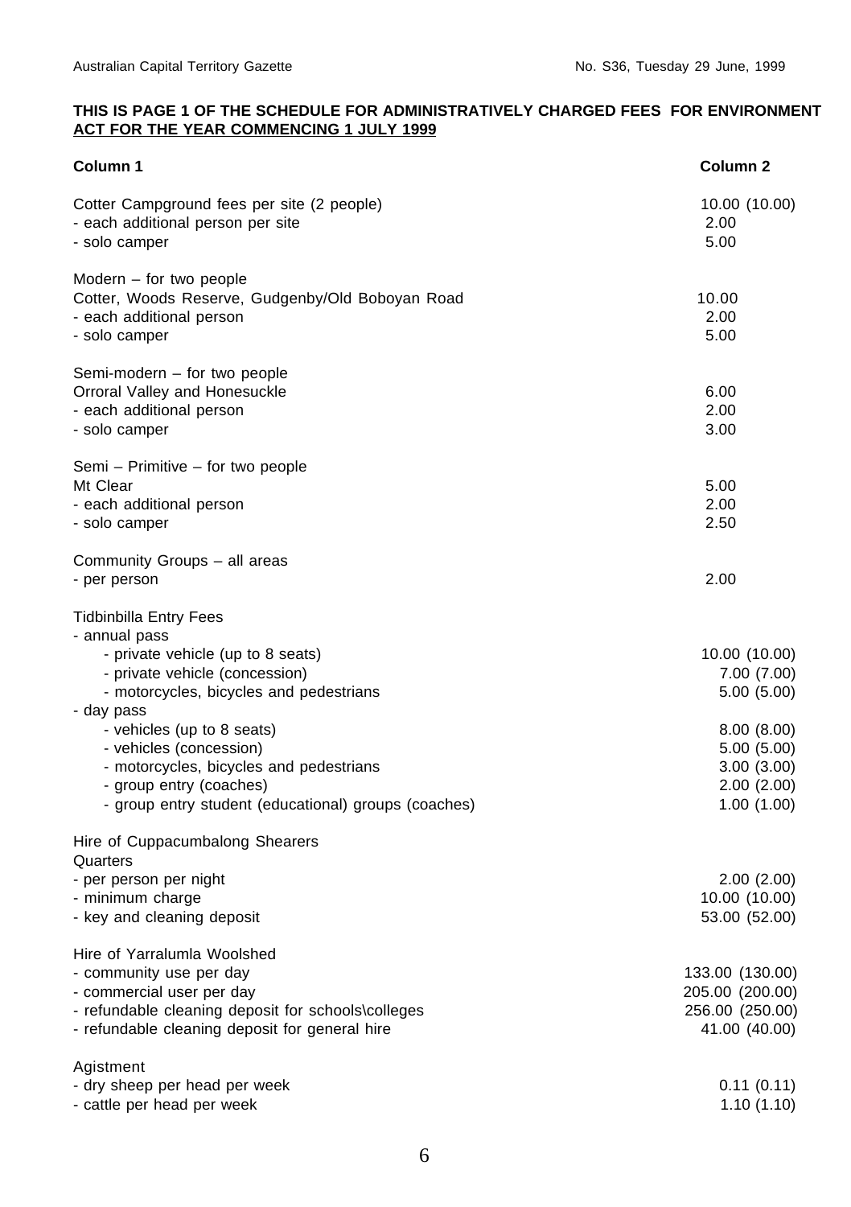**THIS IS PAGE 1 OF THE SCHEDULE FOR ADMINISTRATIVELY CHARGED FEES FOR ENVIRONMENT ACT FOR THE YEAR COMMENCING 1 JULY 1999**

| Column 1 | Column 2 |
|---|---|
| Cotter Campground fees per site (2 people) | 10.00 (10.00) |
| - each additional person per site | 2.00 |
| - solo camper | 5.00 |
| | |
| Modern – for two people | |
| Cotter, Woods Reserve, Gudgenby/Old Boboyan Road | 10.00 |
| - each additional person | 2.00 |
| - solo camper | 5.00 |
| | |
| Semi-modern – for two people | |
| Orroral Valley and Honesuckle | 6.00 |
| - each additional person | 2.00 |
| - solo camper | 3.00 |
| | |
| Semi – Primitive – for two people | |
| Mt Clear | 5.00 |
| - each additional person | 2.00 |
| - solo camper | 2.50 |
| | |
| Community Groups – all areas | |
| - per person | 2.00 |
| | |
| Tidbinbilla Entry Fees | |
| - annual pass | |
| - private vehicle (up to 8 seats) | 10.00 (10.00) |
| - private vehicle (concession) | 7.00 (7.00) |
| - motorcycles, bicycles and pedestrians | 5.00 (5.00) |
| - day pass | |
| - vehicles (up to 8 seats) | 8.00 (8.00) |
| - vehicles (concession) | 5.00 (5.00) |
| - motorcycles, bicycles and pedestrians | 3.00 (3.00) |
| - group entry (coaches) | 2.00 (2.00) |
| - group entry student (educational) groups (coaches) | 1.00 (1.00) |
| | |
| Hire of Cuppacumbalong Shearers Quarters | |
| - per person per night | 2.00 (2.00) |
| - minimum charge | 10.00 (10.00) |
| - key and cleaning deposit | 53.00 (52.00) |
| | |
| Hire of Yarralumla Woolshed | |
| - community use per day | 133.00 (130.00) |
| - commercial user per day | 205.00 (200.00) |
| - refundable cleaning deposit for schools\colleges | 256.00 (250.00) |
| - refundable cleaning deposit for general hire | 41.00 (40.00) |
| | |
| Agistment | |
| - dry sheep per head per week | 0.11 (0.11) |
| - cattle per head per week | 1.10 (1.10) |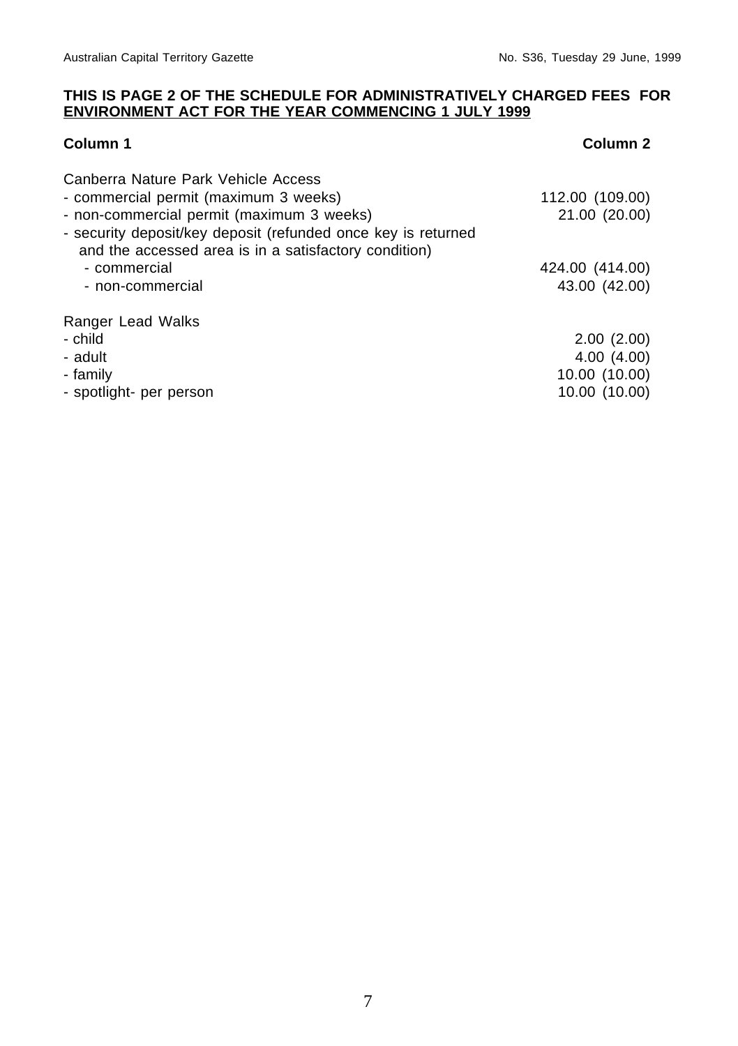**THIS IS PAGE 2 OF THE SCHEDULE FOR ADMINISTRATIVELY CHARGED FEES FOR ENVIRONMENT ACT FOR THE YEAR COMMENCING 1 JULY 1999**

| Column 1 | Column 2 |
|---|---|
| Canberra Nature Park Vehicle Access | |
| - commercial permit (maximum 3 weeks) | 112.00 (109.00) |
| - non-commercial permit (maximum 3 weeks) | 21.00 (20.00) |
| - security deposit/key deposit (refunded once key is returned and the accessed area is in a satisfactory condition) | |
| - commercial | 424.00 (414.00) |
| - non-commercial | 43.00 (42.00) |
| Ranger Lead Walks | |
| - child | 2.00 (2.00) |
| - adult | 4.00 (4.00) |
| - family | 10.00 (10.00) |
| - spotlight- per person | 10.00 (10.00) |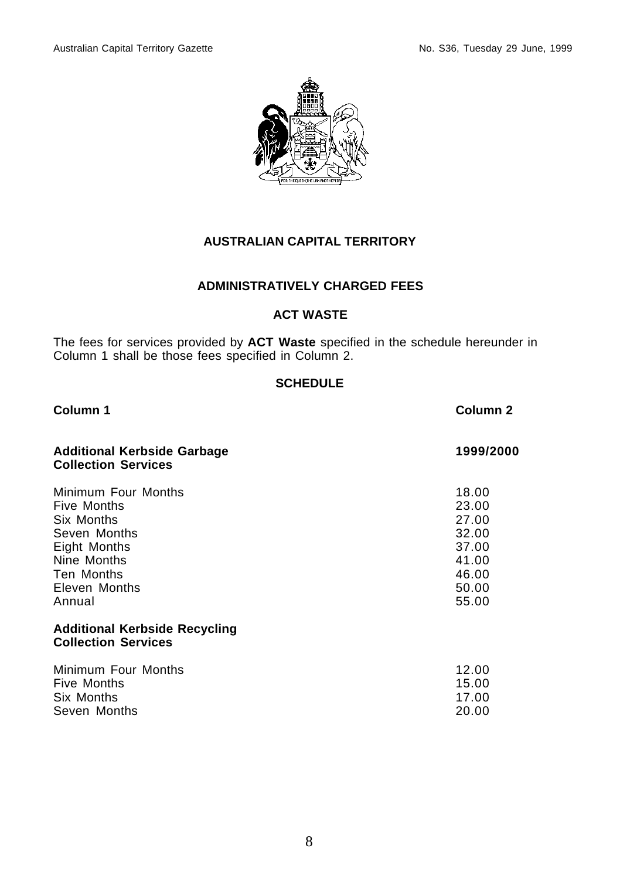## AUSTRALIAN CAPITAL TERRITORY

## ADMINISTRATIVELY CHARGED FEES

## ACT WASTE

The fees for services provided by **ACT Waste** specified in the schedule hereunder in Column 1 shall be those fees specified in Column 2.

### SCHEDULE

| Column 1 | Column 2 |
|---|---|
| **Additional Kerbside Garbage Collection Services** | **1999/2000** |
| Minimum Four Months | 18.00 |
| Five Months | 23.00 |
| Six Months | 27.00 |
| Seven Months | 32.00 |
| Eight Months | 37.00 |
| Nine Months | 41.00 |
| Ten Months | 46.00 |
| Eleven Months | 50.00 |
| Annual | 55.00 |
| **Additional Kerbside Recycling Collection Services** | |
| Minimum Four Months | 12.00 |
| Five Months | 15.00 |
| Six Months | 17.00 |
| Seven Months | 20.00 |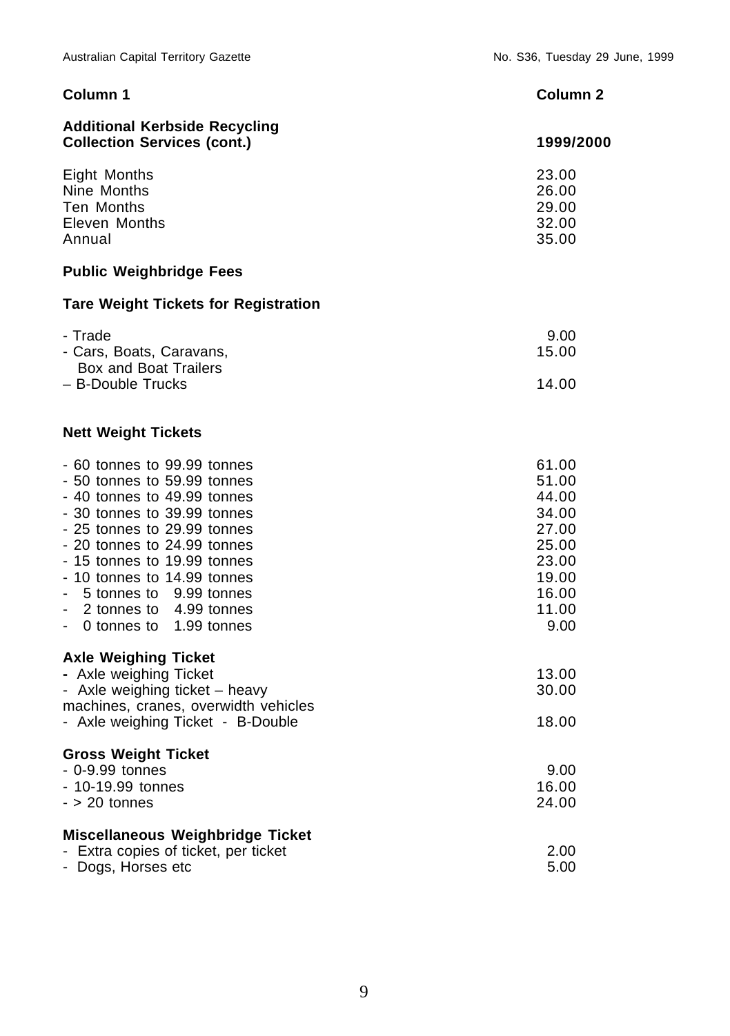| Column 1 | Column 2 |
|---|---|
| **Additional Kerbside Recycling Collection Services (cont.)** | **1999/2000** |
| Eight Months | 23.00 |
| Nine Months | 26.00 |
| Ten Months | 29.00 |
| Eleven Months | 32.00 |
| Annual | 35.00 |
| **Public Weighbridge Fees** | |
| **Tare Weight Tickets for Registration** | |
| - Trade | 9.00 |
| - Cars, Boats, Caravans, Box and Boat Trailers | 15.00 |
| – B-Double Trucks | 14.00 |
| **Nett Weight Tickets** | |
| - 60 tonnes to 99.99 tonnes | 61.00 |
| - 50 tonnes to 59.99 tonnes | 51.00 |
| - 40 tonnes to 49.99 tonnes | 44.00 |
| - 30 tonnes to 39.99 tonnes | 34.00 |
| - 25 tonnes to 29.99 tonnes | 27.00 |
| - 20 tonnes to 24.99 tonnes | 25.00 |
| - 15 tonnes to 19.99 tonnes | 23.00 |
| - 10 tonnes to 14.99 tonnes | 19.00 |
| - 5 tonnes to 9.99 tonnes | 16.00 |
| - 2 tonnes to 4.99 tonnes | 11.00 |
| - 0 tonnes to 1.99 tonnes | 9.00 |
| **Axle Weighing Ticket** | |
| - Axle weighing Ticket | 13.00 |
| - Axle weighing ticket – heavy machines, cranes, overwidth vehicles | 30.00 |
| - Axle weighing Ticket - B-Double | 18.00 |
| **Gross Weight Ticket** | |
| - 0-9.99 tonnes | 9.00 |
| - 10-19.99 tonnes | 16.00 |
| - > 20 tonnes | 24.00 |
| **Miscellaneous Weighbridge Ticket** | |
| - Extra copies of ticket, per ticket | 2.00 |
| - Dogs, Horses etc | 5.00 |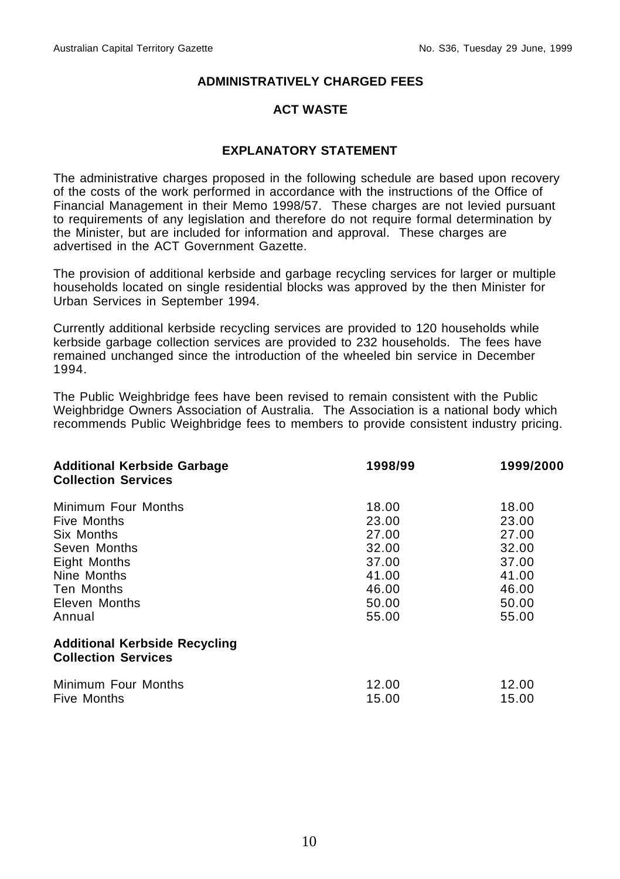## ADMINISTRATIVELY CHARGED FEES

## ACT WASTE

### EXPLANATORY STATEMENT

The administrative charges proposed in the following schedule are based upon recovery of the costs of the work performed in accordance with the instructions of the Office of Financial Management in their Memo 1998/57. These charges are not levied pursuant to requirements of any legislation and therefore do not require formal determination by the Minister, but are included for information and approval. These charges are advertised in the ACT Government Gazette.

The provision of additional kerbside and garbage recycling services for larger or multiple households located on single residential blocks was approved by the then Minister for Urban Services in September 1994.

Currently additional kerbside recycling services are provided to 120 households while kerbside garbage collection services are provided to 232 households. The fees have remained unchanged since the introduction of the wheeled bin service in December 1994.

The Public Weighbridge fees have been revised to remain consistent with the Public Weighbridge Owners Association of Australia. The Association is a national body which recommends Public Weighbridge fees to members to provide consistent industry pricing.

| **Additional Kerbside Garbage Collection Services** | **1998/99** | **1999/2000** |
|---|---|---|
| Minimum Four Months | 18.00 | 18.00 |
| Five Months | 23.00 | 23.00 |
| Six Months | 27.00 | 27.00 |
| Seven Months | 32.00 | 32.00 |
| Eight Months | 37.00 | 37.00 |
| Nine Months | 41.00 | 41.00 |
| Ten Months | 46.00 | 46.00 |
| Eleven Months | 50.00 | 50.00 |
| Annual | 55.00 | 55.00 |
| **Additional Kerbside Recycling Collection Services** | | |
| Minimum Four Months | 12.00 | 12.00 |
| Five Months | 15.00 | 15.00 |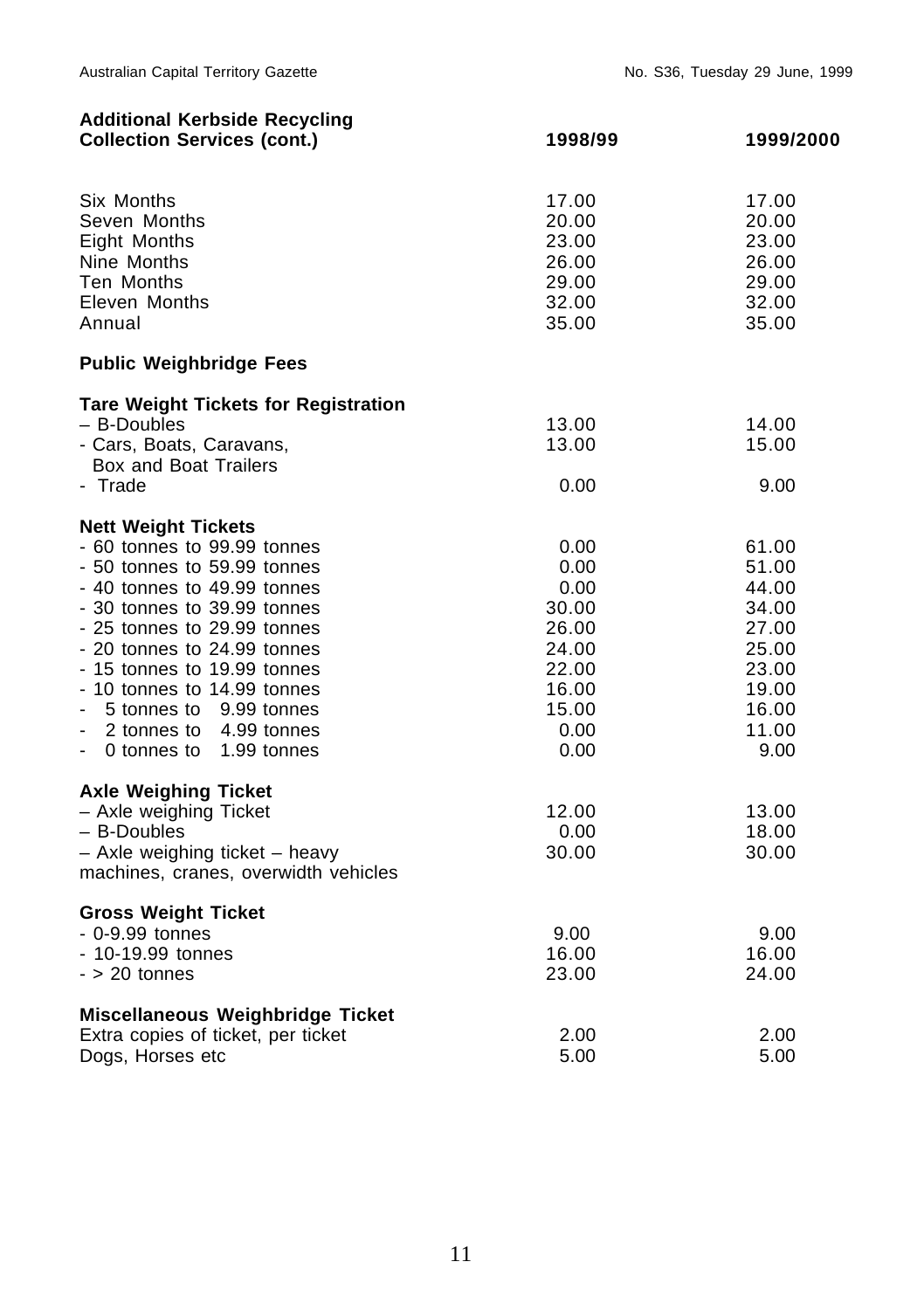| Additional Kerbside Recycling Collection Services (cont.) | 1998/99 | 1999/2000 |
|---|---|---|
| Six Months | 17.00 | 17.00 |
| Seven Months | 20.00 | 20.00 |
| Eight Months | 23.00 | 23.00 |
| Nine Months | 26.00 | 26.00 |
| Ten Months | 29.00 | 29.00 |
| Eleven Months | 32.00 | 32.00 |
| Annual | 35.00 | 35.00 |
| **Public Weighbridge Fees** | | |
| **Tare Weight Tickets for Registration** | | |
| – B-Doubles | 13.00 | 14.00 |
| - Cars, Boats, Caravans, Box and Boat Trailers | 13.00 | 15.00 |
| - Trade | 0.00 | 9.00 |
| **Nett Weight Tickets** | | |
| - 60 tonnes to 99.99 tonnes | 0.00 | 61.00 |
| - 50 tonnes to 59.99 tonnes | 0.00 | 51.00 |
| - 40 tonnes to 49.99 tonnes | 0.00 | 44.00 |
| - 30 tonnes to 39.99 tonnes | 30.00 | 34.00 |
| - 25 tonnes to 29.99 tonnes | 26.00 | 27.00 |
| - 20 tonnes to 24.99 tonnes | 24.00 | 25.00 |
| - 15 tonnes to 19.99 tonnes | 22.00 | 23.00 |
| - 10 tonnes to 14.99 tonnes | 16.00 | 19.00 |
| - 5 tonnes to 9.99 tonnes | 15.00 | 16.00 |
| - 2 tonnes to 4.99 tonnes | 0.00 | 11.00 |
| - 0 tonnes to 1.99 tonnes | 0.00 | 9.00 |
| **Axle Weighing Ticket** | | |
| – Axle weighing Ticket | 12.00 | 13.00 |
| – B-Doubles | 0.00 | 18.00 |
| – Axle weighing ticket – heavy machines, cranes, overwidth vehicles | 30.00 | 30.00 |
| **Gross Weight Ticket** | | |
| - 0-9.99 tonnes | 9.00 | 9.00 |
| - 10-19.99 tonnes | 16.00 | 16.00 |
| - > 20 tonnes | 23.00 | 24.00 |
| **Miscellaneous Weighbridge Ticket** | | |
| Extra copies of ticket, per ticket | 2.00 | 2.00 |
| Dogs, Horses etc | 5.00 | 5.00 |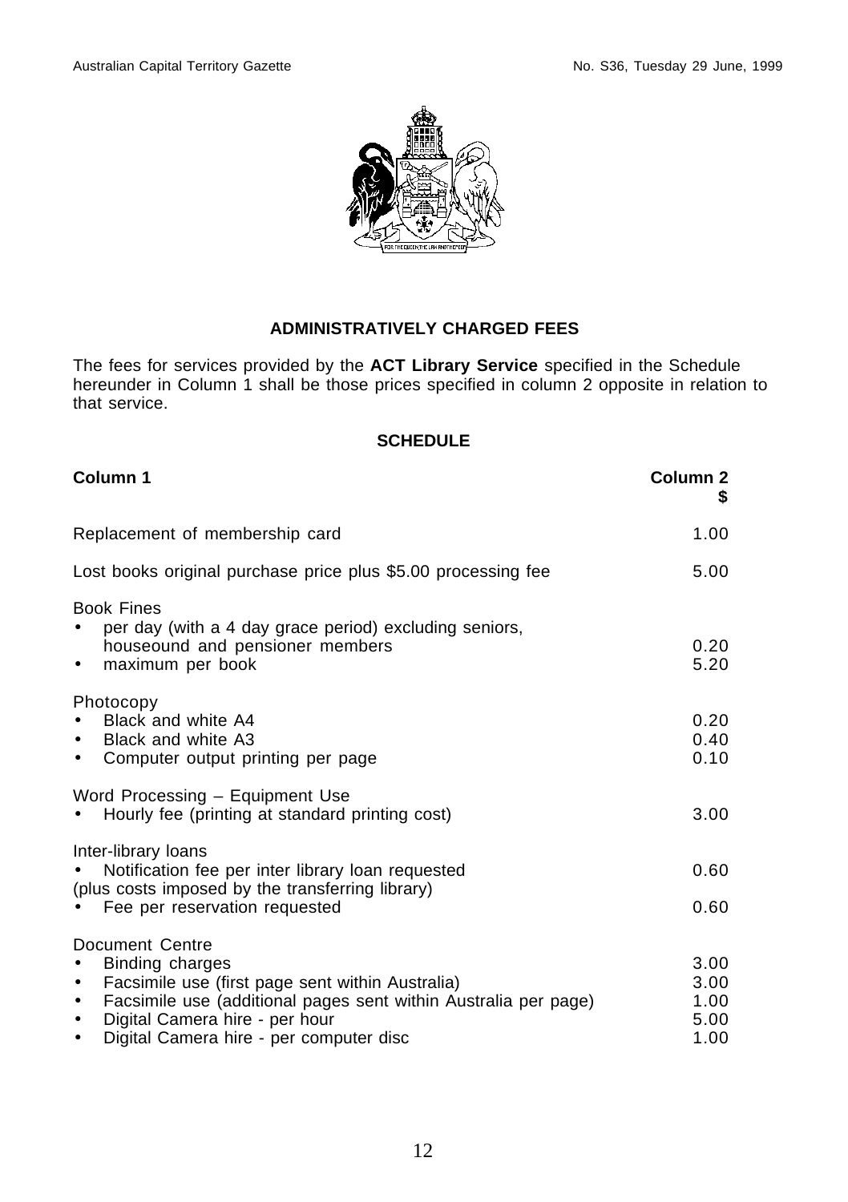## ADMINISTRATIVELY CHARGED FEES

The fees for services provided by the **ACT Library Service** specified in the Schedule hereunder in Column 1 shall be those prices specified in column 2 opposite in relation to that service.

### SCHEDULE

| Column 1 | Column 2 $ |
|---|---|
| Replacement of membership card | 1.00 |
| Lost books original purchase price plus $5.00 processing fee | 5.00 |
| Book Fines | |
| • per day (with a 4 day grace period) excluding seniors, houseound and pensioner members | 0.20 |
| • maximum per book | 5.20 |
| Photocopy | |
| • Black and white A4 | 0.20 |
| • Black and white A3 | 0.40 |
| • Computer output printing per page | 0.10 |
| Word Processing – Equipment Use | |
| • Hourly fee (printing at standard printing cost) | 3.00 |
| Inter-library loans | |
| • Notification fee per inter library loan requested (plus costs imposed by the transferring library) | 0.60 |
| • Fee per reservation requested | 0.60 |
| Document Centre | |
| • Binding charges | 3.00 |
| • Facsimile use (first page sent within Australia) | 3.00 |
| • Facsimile use (additional pages sent within Australia per page) | 1.00 |
| • Digital Camera hire - per hour | 5.00 |
| • Digital Camera hire - per computer disc | 1.00 |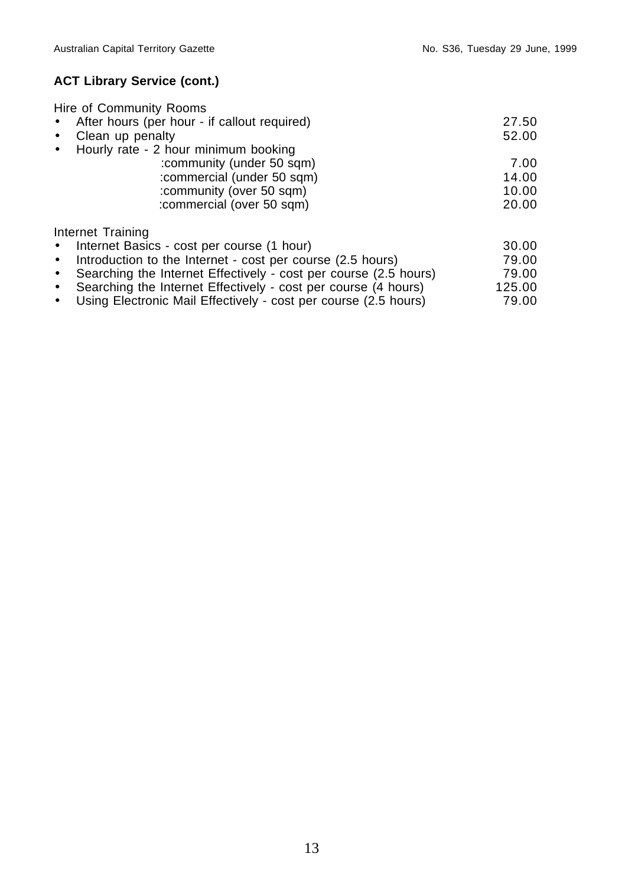**ACT Library Service (cont.)**

Hire of Community Rooms

| | |
|---|---|
| • After hours (per hour - if callout required) | 27.50 |
| • Clean up penalty | 52.00 |
| • Hourly rate - 2 hour minimum booking | |
| :community (under 50 sqm) | 7.00 |
| :commercial (under 50 sqm) | 14.00 |
| :community (over 50 sqm) | 10.00 |
| :commercial (over 50 sqm) | 20.00 |

Internet Training

| | |
|---|---|
| • Internet Basics - cost per course (1 hour) | 30.00 |
| • Introduction to the Internet - cost per course (2.5 hours) | 79.00 |
| • Searching the Internet Effectively - cost per course (2.5 hours) | 79.00 |
| • Searching the Internet Effectively - cost per course (4 hours) | 125.00 |
| • Using Electronic Mail Effectively - cost per course (2.5 hours) | 79.00 |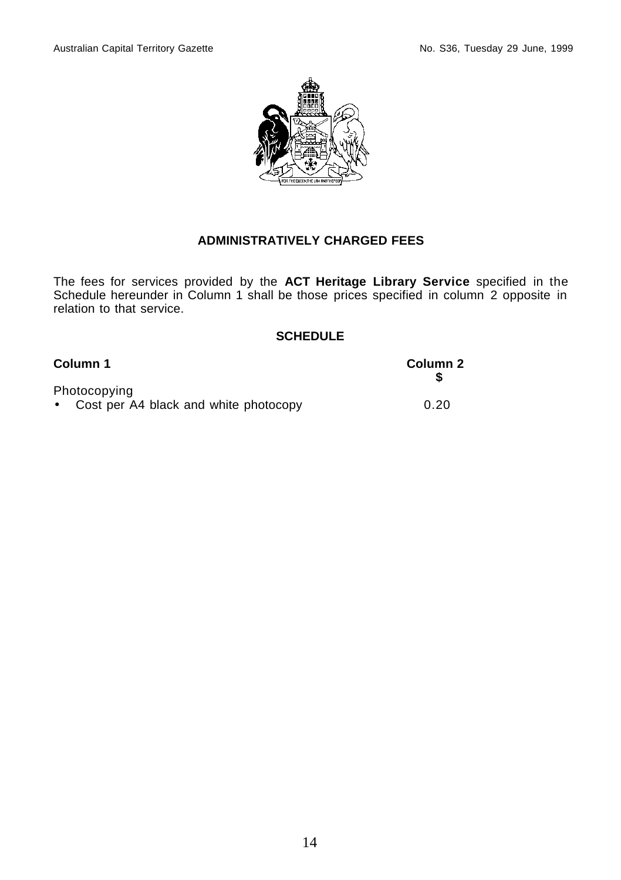## ADMINISTRATIVELY CHARGED FEES

The fees for services provided by the **ACT Heritage Library Service** specified in the Schedule hereunder in Column 1 shall be those prices specified in column 2 opposite in relation to that service.

### SCHEDULE

| Column 1 | Column 2<br>$ |
|---|---|
| Photocopying | |
| • Cost per A4 black and white photocopy | 0.20 |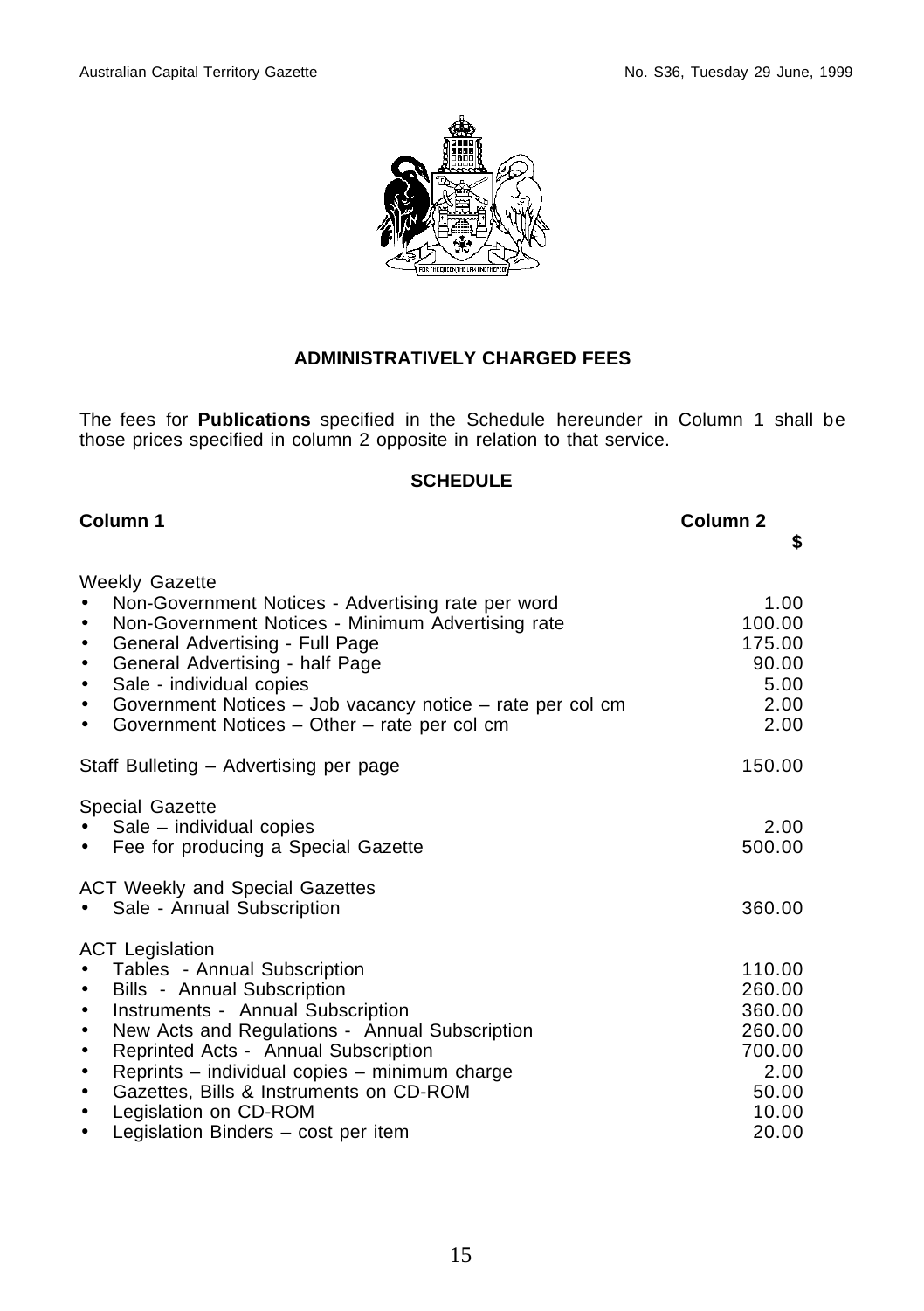## ADMINISTRATIVELY CHARGED FEES

The fees for **Publications** specified in the Schedule hereunder in Column 1 shall be those prices specified in column 2 opposite in relation to that service.

### SCHEDULE

| Column 1 | Column 2 $ |
| --- | --- |
| Weekly Gazette | |
| • Non-Government Notices - Advertising rate per word | 1.00 |
| • Non-Government Notices - Minimum Advertising rate | 100.00 |
| • General Advertising - Full Page | 175.00 |
| • General Advertising - half Page | 90.00 |
| • Sale - individual copies | 5.00 |
| • Government Notices – Job vacancy notice – rate per col cm | 2.00 |
| • Government Notices – Other – rate per col cm | 2.00 |
| Staff Bulleting – Advertising per page | 150.00 |
| Special Gazette | |
| • Sale – individual copies | 2.00 |
| • Fee for producing a Special Gazette | 500.00 |
| ACT Weekly and Special Gazettes | |
| • Sale - Annual Subscription | 360.00 |
| ACT Legislation | |
| • Tables - Annual Subscription | 110.00 |
| • Bills - Annual Subscription | 260.00 |
| • Instruments - Annual Subscription | 360.00 |
| • New Acts and Regulations - Annual Subscription | 260.00 |
| • Reprinted Acts - Annual Subscription | 700.00 |
| • Reprints – individual copies – minimum charge | 2.00 |
| • Gazettes, Bills & Instruments on CD-ROM | 50.00 |
| • Legislation on CD-ROM | 10.00 |
| • Legislation Binders – cost per item | 20.00 |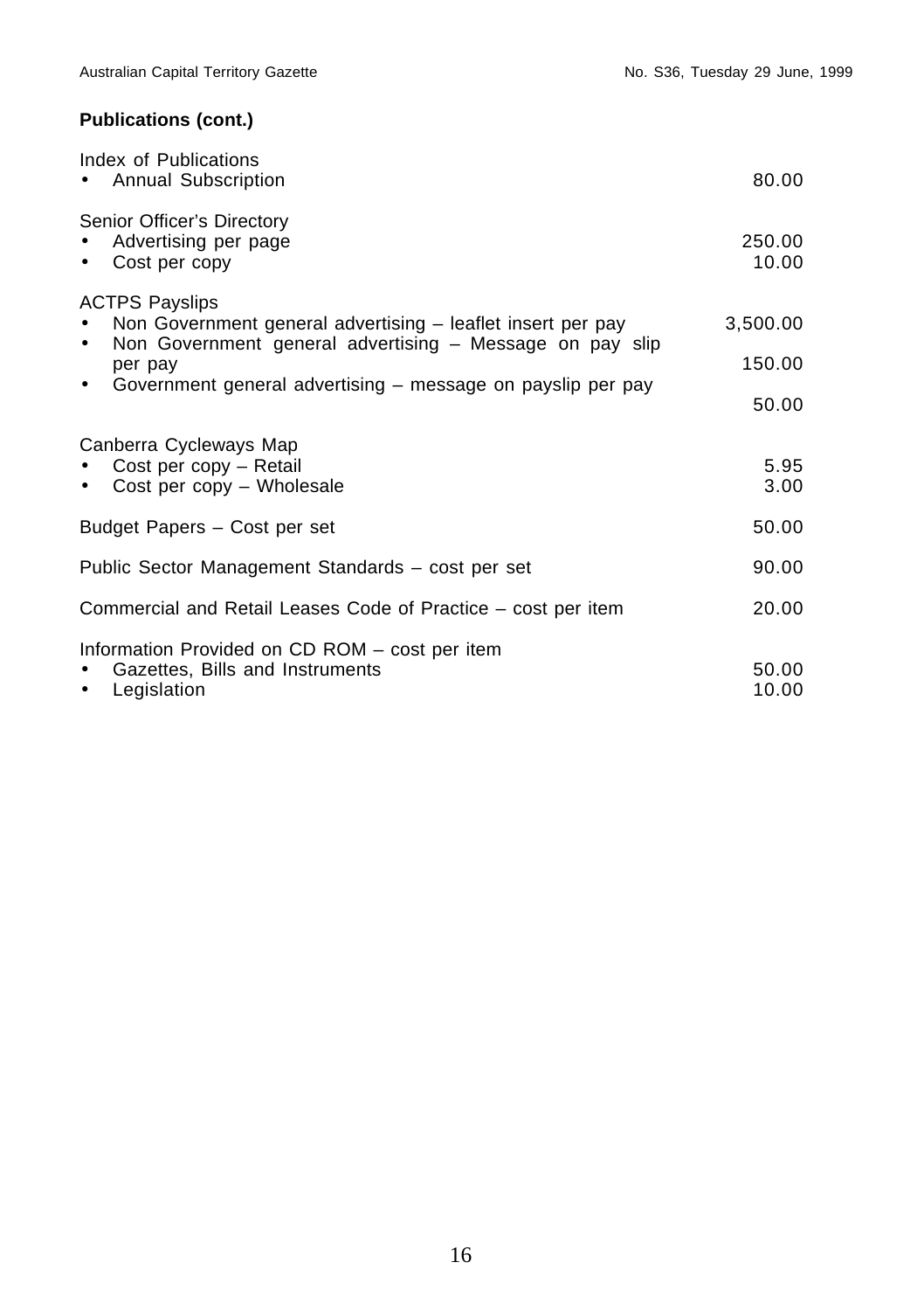**Publications (cont.)**

| | |
|---|---|
| Index of Publications | |
| • Annual Subscription | 80.00 |
| Senior Officer's Directory | |
| • Advertising per page | 250.00 |
| • Cost per copy | 10.00 |
| ACTPS Payslips | |
| • Non Government general advertising – leaflet insert per pay | 3,500.00 |
| • Non Government general advertising – Message on pay slip per pay | 150.00 |
| • Government general advertising – message on payslip per pay | 50.00 |
| Canberra Cycleways Map | |
| • Cost per copy – Retail | 5.95 |
| • Cost per copy – Wholesale | 3.00 |
| Budget Papers – Cost per set | 50.00 |
| Public Sector Management Standards – cost per set | 90.00 |
| Commercial and Retail Leases Code of Practice – cost per item | 20.00 |
| Information Provided on CD ROM – cost per item | |
| • Gazettes, Bills and Instruments | 50.00 |
| • Legislation | 10.00 |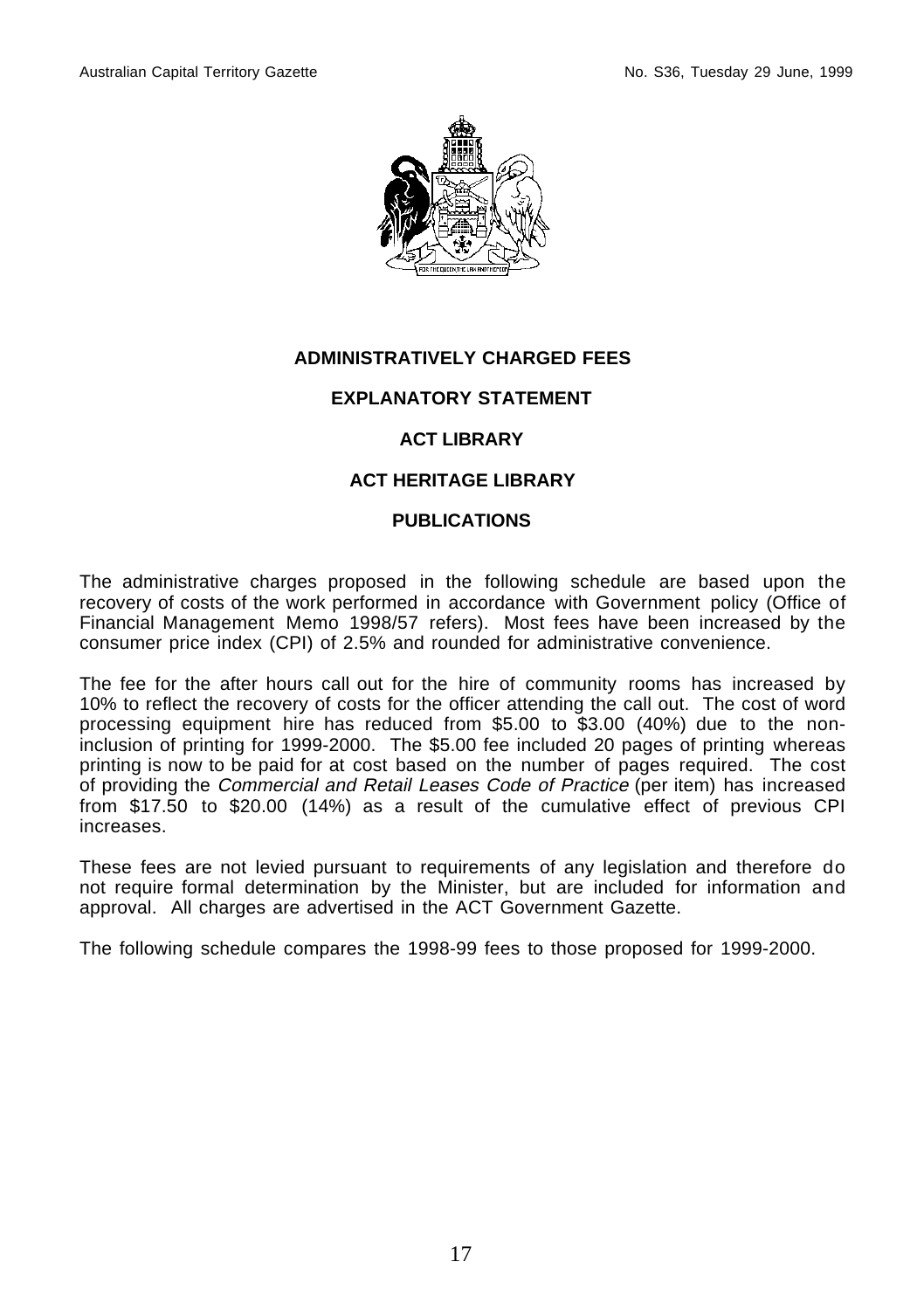# ADMINISTRATIVELY CHARGED FEES

## EXPLANATORY STATEMENT

## ACT LIBRARY

## ACT HERITAGE LIBRARY

## PUBLICATIONS

The administrative charges proposed in the following schedule are based upon the recovery of costs of the work performed in accordance with Government policy (Office of Financial Management Memo 1998/57 refers). Most fees have been increased by the consumer price index (CPI) of 2.5% and rounded for administrative convenience.

The fee for the after hours call out for the hire of community rooms has increased by 10% to reflect the recovery of costs for the officer attending the call out. The cost of word processing equipment hire has reduced from $5.00 to $3.00 (40%) due to the non-inclusion of printing for 1999-2000. The $5.00 fee included 20 pages of printing whereas printing is now to be paid for at cost based on the number of pages required. The cost of providing the *Commercial and Retail Leases Code of Practice* (per item) has increased from $17.50 to $20.00 (14%) as a result of the cumulative effect of previous CPI increases.

These fees are not levied pursuant to requirements of any legislation and therefore do not require formal determination by the Minister, but are included for information and approval. All charges are advertised in the ACT Government Gazette.

The following schedule compares the 1998-99 fees to those proposed for 1999-2000.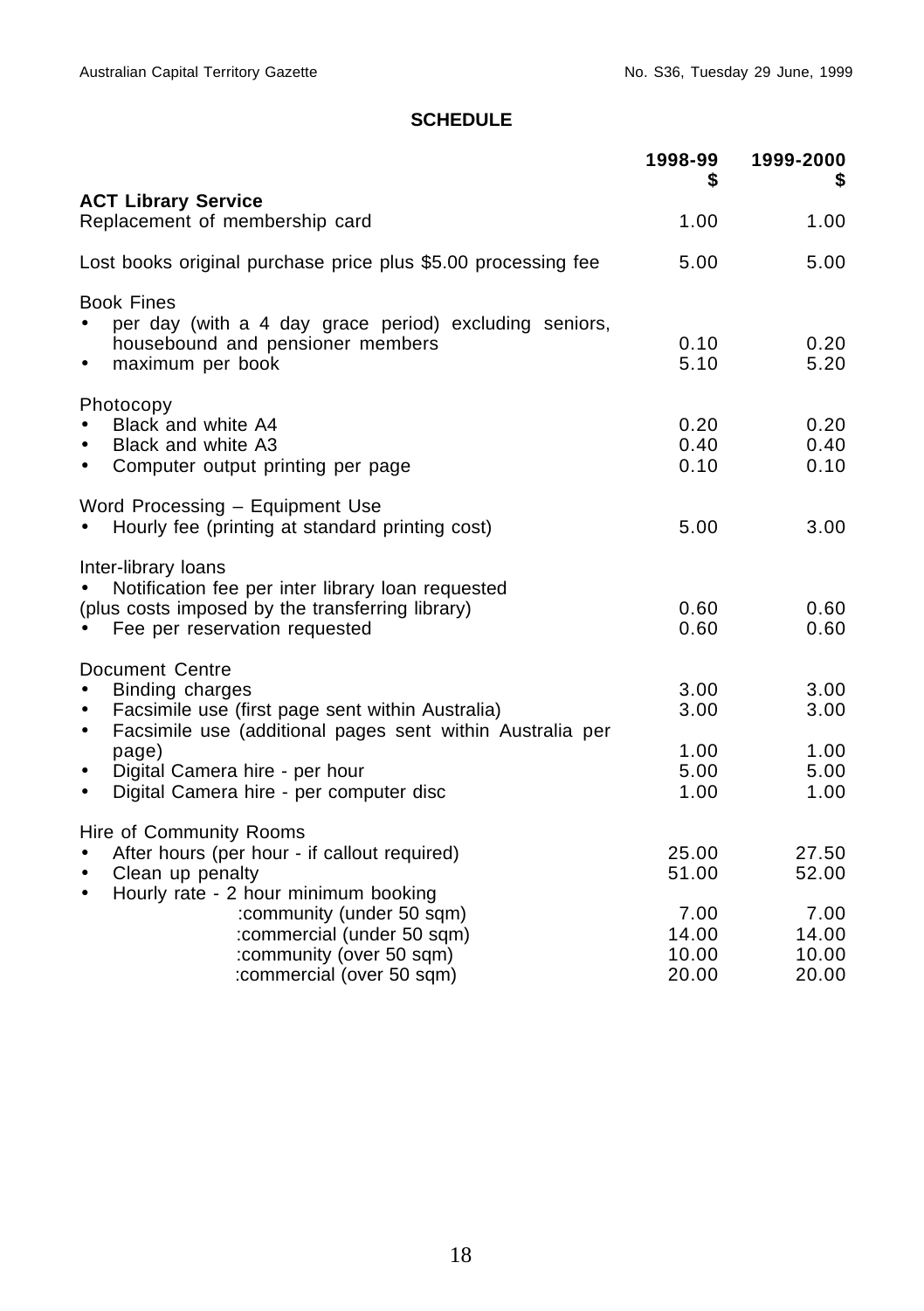## SCHEDULE

| | 1998-99 $ | 1999-2000 $ |
|---|---|---|
| **ACT Library Service** | | |
| Replacement of membership card | 1.00 | 1.00 |
| Lost books original purchase price plus $5.00 processing fee | 5.00 | 5.00 |
| Book Fines | | |
| • per day (with a 4 day grace period) excluding seniors, housebound and pensioner members | 0.10 | 0.20 |
| • maximum per book | 5.10 | 5.20 |
| Photocopy | | |
| • Black and white A4 | 0.20 | 0.20 |
| • Black and white A3 | 0.40 | 0.40 |
| • Computer output printing per page | 0.10 | 0.10 |
| Word Processing – Equipment Use | | |
| • Hourly fee (printing at standard printing cost) | 5.00 | 3.00 |
| Inter-library loans | | |
| • Notification fee per inter library loan requested (plus costs imposed by the transferring library) | 0.60 | 0.60 |
| • Fee per reservation requested | 0.60 | 0.60 |
| Document Centre | | |
| • Binding charges | 3.00 | 3.00 |
| • Facsimile use (first page sent within Australia) | 3.00 | 3.00 |
| • Facsimile use (additional pages sent within Australia per page) | 1.00 | 1.00 |
| • Digital Camera hire - per hour | 5.00 | 5.00 |
| • Digital Camera hire - per computer disc | 1.00 | 1.00 |
| Hire of Community Rooms | | |
| • After hours (per hour - if callout required) | 25.00 | 27.50 |
| • Clean up penalty | 51.00 | 52.00 |
| • Hourly rate - 2 hour minimum booking | | |
| :community (under 50 sqm) | 7.00 | 7.00 |
| :commercial (under 50 sqm) | 14.00 | 14.00 |
| :community (over 50 sqm) | 10.00 | 10.00 |
| :commercial (over 50 sqm) | 20.00 | 20.00 |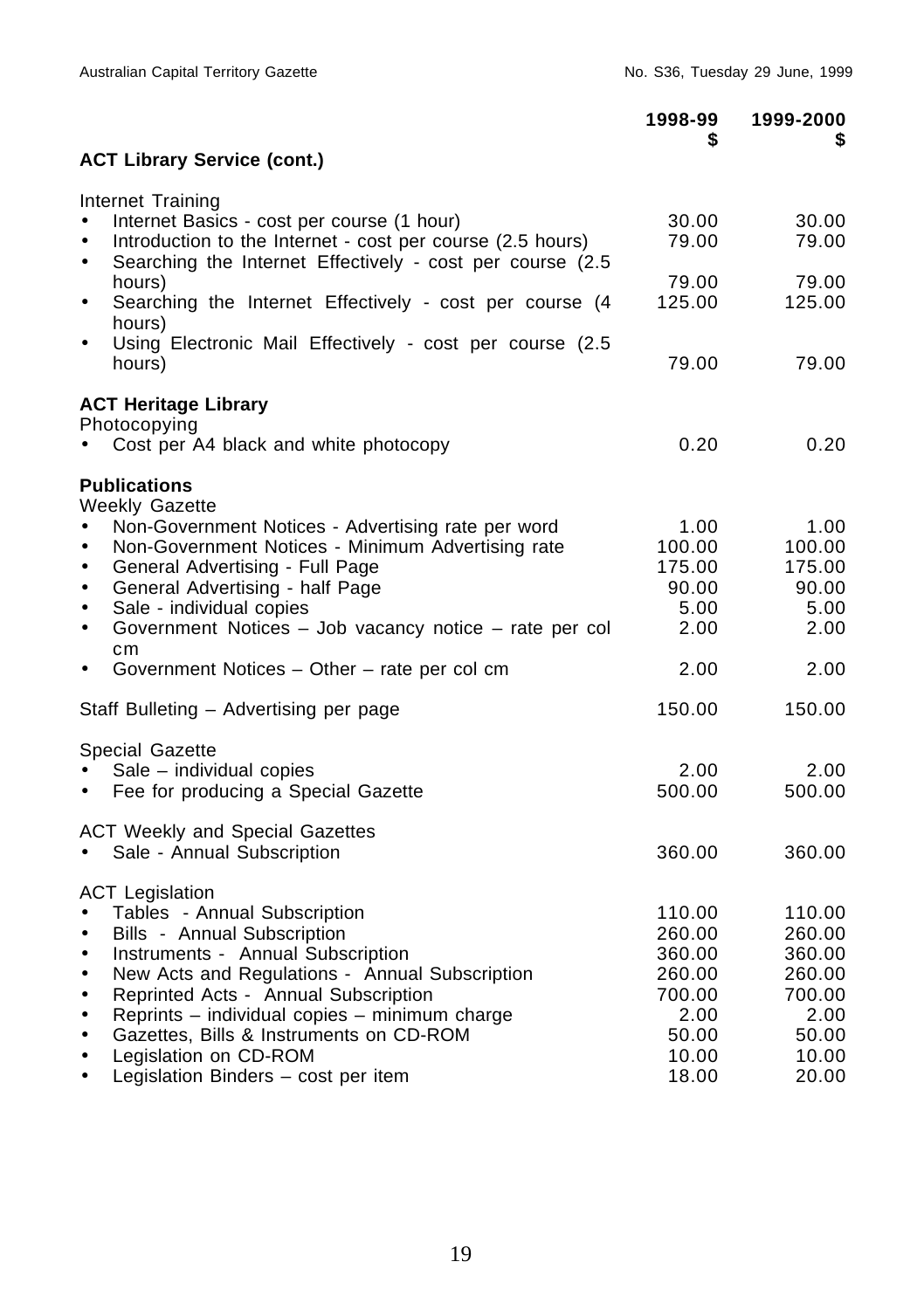| | 1998-99 $ | 1999-2000 $ |
|---|---|---|
| **ACT Library Service (cont.)** | | |
| Internet Training | | |
| • Internet Basics - cost per course (1 hour) | 30.00 | 30.00 |
| • Introduction to the Internet - cost per course (2.5 hours) | 79.00 | 79.00 |
| • Searching the Internet Effectively - cost per course (2.5 hours) | 79.00 | 79.00 |
| • Searching the Internet Effectively - cost per course (4 hours) | 125.00 | 125.00 |
| • Using Electronic Mail Effectively - cost per course (2.5 hours) | 79.00 | 79.00 |
| **ACT Heritage Library** | | |
| Photocopying | | |
| • Cost per A4 black and white photocopy | 0.20 | 0.20 |
| **Publications** | | |
| Weekly Gazette | | |
| • Non-Government Notices - Advertising rate per word | 1.00 | 1.00 |
| • Non-Government Notices - Minimum Advertising rate | 100.00 | 100.00 |
| • General Advertising - Full Page | 175.00 | 175.00 |
| • General Advertising - half Page | 90.00 | 90.00 |
| • Sale - individual copies | 5.00 | 5.00 |
| • Government Notices – Job vacancy notice – rate per col cm | 2.00 | 2.00 |
| • Government Notices – Other – rate per col cm | 2.00 | 2.00 |
| Staff Bulleting – Advertising per page | 150.00 | 150.00 |
| Special Gazette | | |
| • Sale – individual copies | 2.00 | 2.00 |
| • Fee for producing a Special Gazette | 500.00 | 500.00 |
| ACT Weekly and Special Gazettes | | |
| • Sale - Annual Subscription | 360.00 | 360.00 |
| ACT Legislation | | |
| • Tables - Annual Subscription | 110.00 | 110.00 |
| • Bills - Annual Subscription | 260.00 | 260.00 |
| • Instruments - Annual Subscription | 360.00 | 360.00 |
| • New Acts and Regulations - Annual Subscription | 260.00 | 260.00 |
| • Reprinted Acts - Annual Subscription | 700.00 | 700.00 |
| • Reprints – individual copies – minimum charge | 2.00 | 2.00 |
| • Gazettes, Bills & Instruments on CD-ROM | 50.00 | 50.00 |
| • Legislation on CD-ROM | 10.00 | 10.00 |
| • Legislation Binders – cost per item | 18.00 | 20.00 |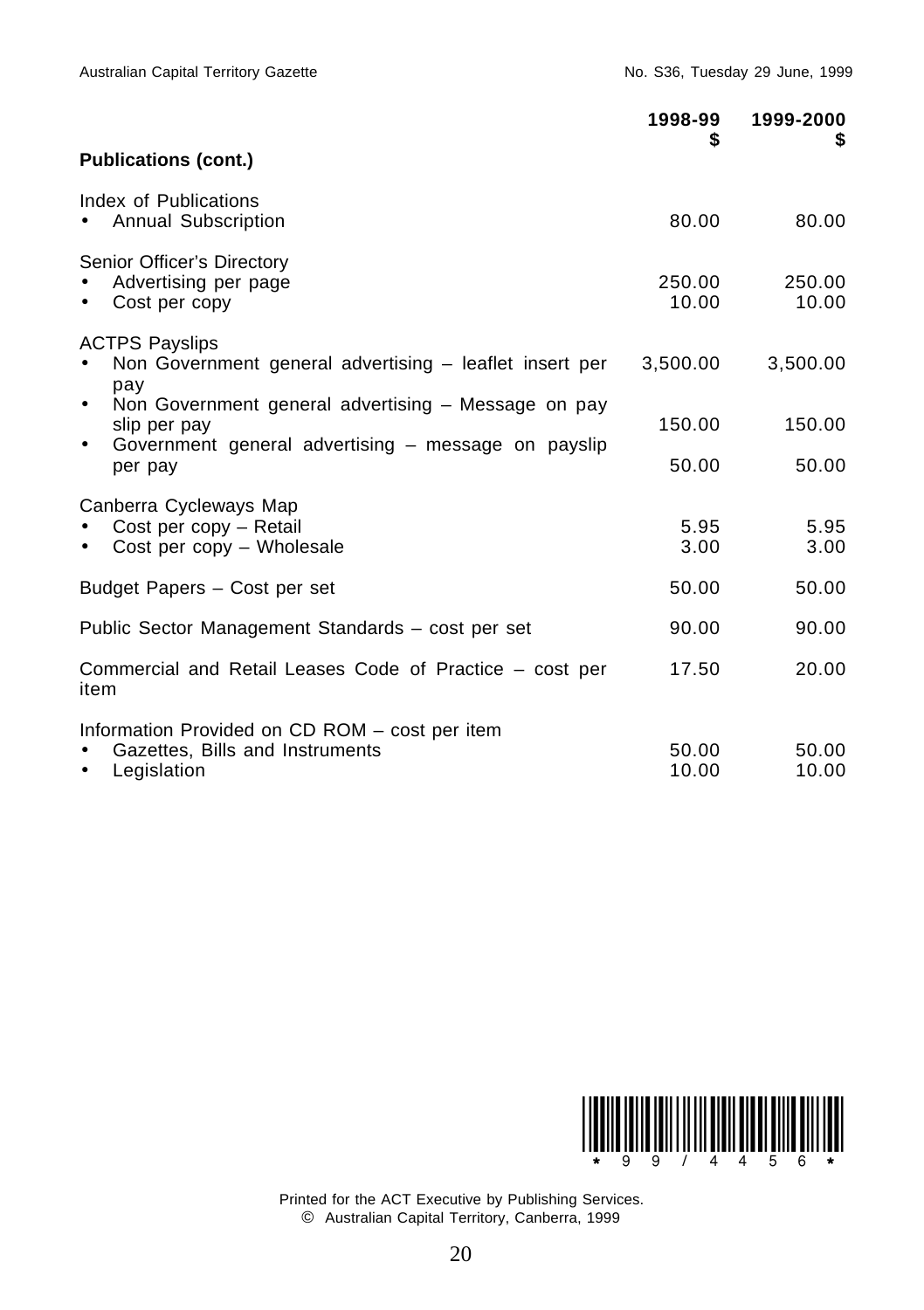| | 1998-99 $ | 1999-2000 $ |
|---|---|---|
| **Publications (cont.)** | | |
| Index of Publications | | |
| • Annual Subscription | 80.00 | 80.00 |
| Senior Officer's Directory | | |
| • Advertising per page | 250.00 | 250.00 |
| • Cost per copy | 10.00 | 10.00 |
| ACTPS Payslips | | |
| • Non Government general advertising – leaflet insert per pay | 3,500.00 | 3,500.00 |
| • Non Government general advertising – Message on pay slip per pay | 150.00 | 150.00 |
| • Government general advertising – message on payslip per pay | 50.00 | 50.00 |
| Canberra Cycleways Map | | |
| • Cost per copy – Retail | 5.95 | 5.95 |
| • Cost per copy – Wholesale | 3.00 | 3.00 |
| Budget Papers – Cost per set | 50.00 | 50.00 |
| Public Sector Management Standards – cost per set | 90.00 | 90.00 |
| Commercial and Retail Leases Code of Practice – cost per item | 17.50 | 20.00 |
| Information Provided on CD ROM – cost per item | | |
| • Gazettes, Bills and Instruments | 50.00 | 50.00 |
| • Legislation | 10.00 | 10.00 |

*99/4456*

Printed for the ACT Executive by Publishing Services.
© Australian Capital Territory, Canberra, 1999